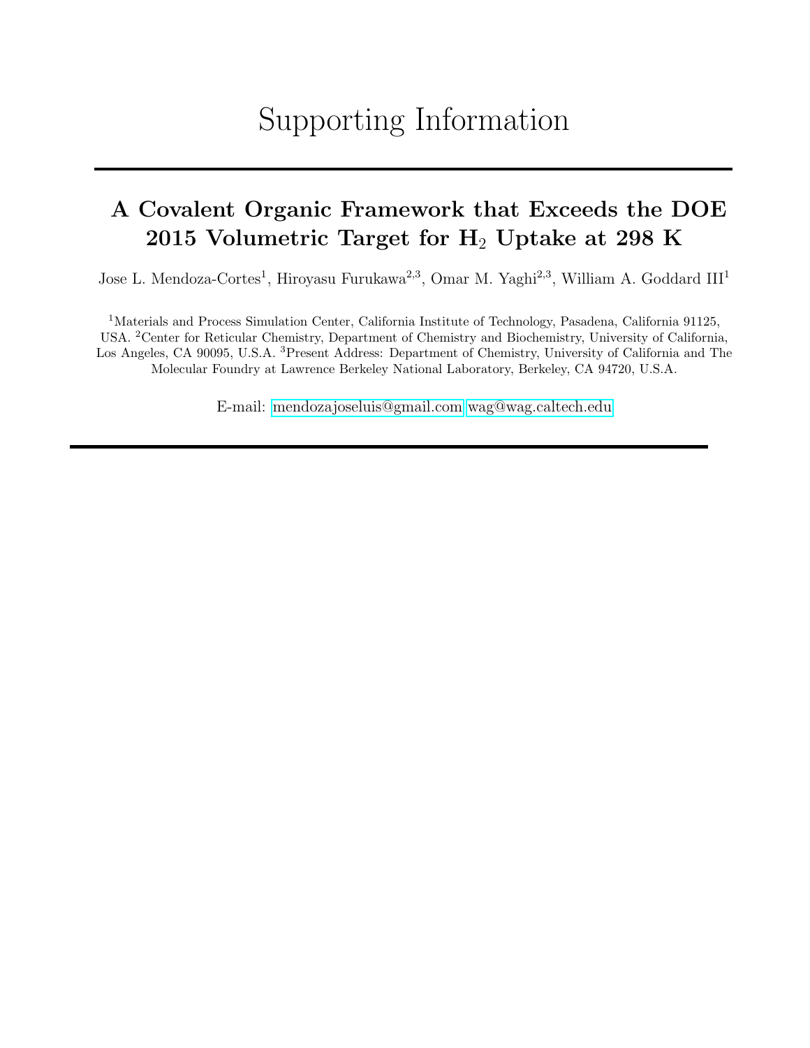# Supporting Information

## A Covalent Organic Framework that Exceeds the DOE 2015 Volumetric Target for $H_2$ Uptake at 298 K

Jose L. Mendoza-Cortes[1], Hiroyasu Furukawa[2,3], Omar M. Yaghi[2,3], William A. Goddard III[1]

[1]Materials and Process Simulation Center, California Institute of Technology, Pasadena, California 91125, USA. [2]Center for Reticular Chemistry, Department of Chemistry and Biochemistry, University of California, Los Angeles, CA 90095, U.S.A. [3]Present Address: Department of Chemistry, University of California and The Molecular Foundry at Lawrence Berkeley National Laboratory, Berkeley, CA 94720, U.S.A.

E-mail: mendozajoseluis@gmail.com wag@wag.caltech.edu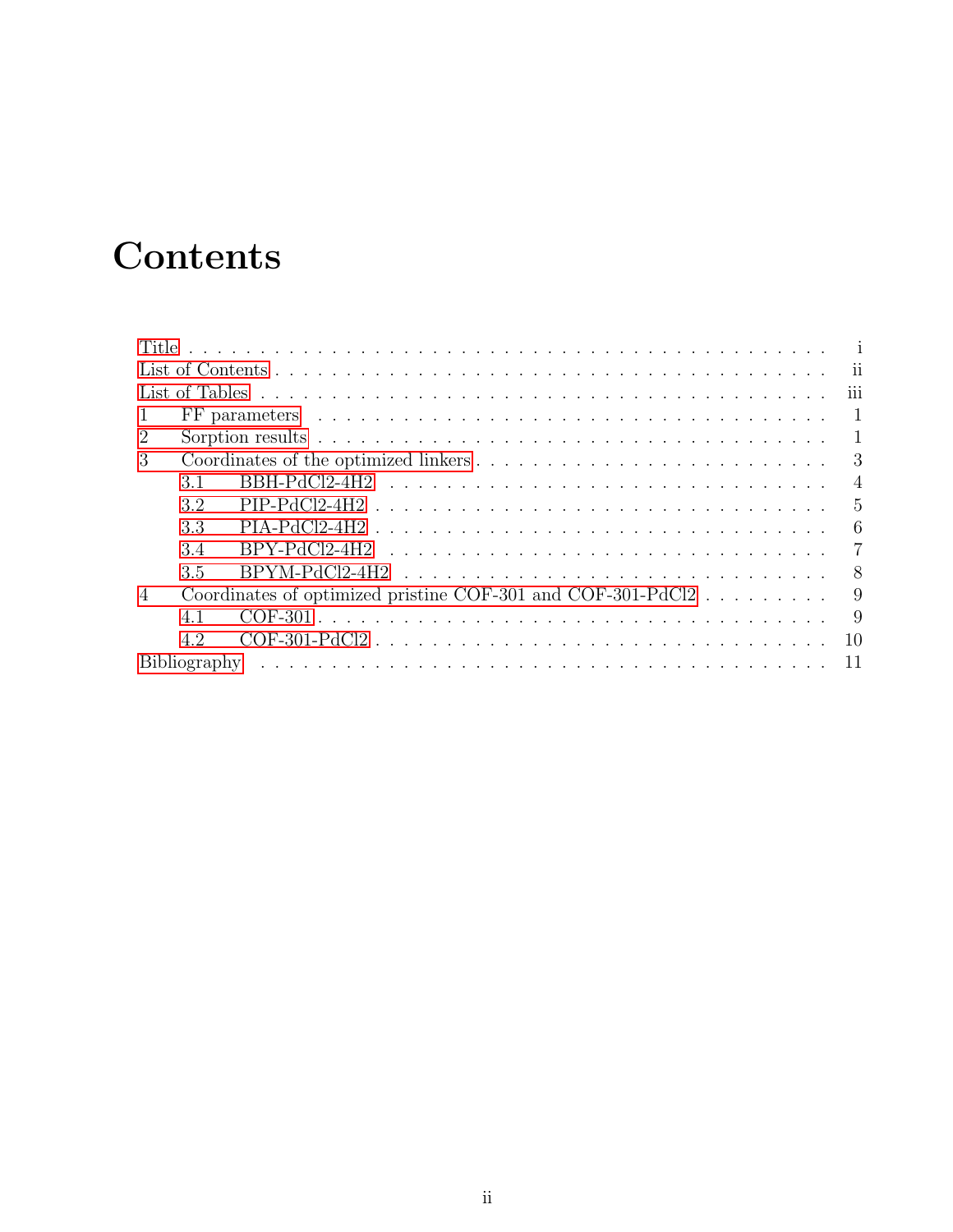# Contents

Title . . . . . . . . . . . . . . . . . . . . . . . . . . . . . . . . . . . . . . . . . i
List of Contents . . . . . . . . . . . . . . . . . . . . . . . . . . . . . . . . . . . ii
List of Tables . . . . . . . . . . . . . . . . . . . . . . . . . . . . . . . . . . . . iii
1 FF parameters . . . . . . . . . . . . . . . . . . . . . . . . . . . . . . . . . . 1
2 Sorption results . . . . . . . . . . . . . . . . . . . . . . . . . . . . . . . . . 1
3 Coordinates of the optimized linkers . . . . . . . . . . . . . . . . . . . . . 3
  3.1 BBH-PdCl2-4H2 . . . . . . . . . . . . . . . . . . . . . . . . . . . . . . 4
  3.2 PIP-PdCl2-4H2 . . . . . . . . . . . . . . . . . . . . . . . . . . . . . . 5
  3.3 PIA-PdCl2-4H2 . . . . . . . . . . . . . . . . . . . . . . . . . . . . . . 6
  3.4 BPY-PdCl2-4H2 . . . . . . . . . . . . . . . . . . . . . . . . . . . . . . 7
  3.5 BPYM-PdCl2-4H2 . . . . . . . . . . . . . . . . . . . . . . . . . . . . . 8
4 Coordinates of optimized pristine COF-301 and COF-301-PdCl2 . . . . . . . . . . 9
  4.1 COF-301 . . . . . . . . . . . . . . . . . . . . . . . . . . . . . . . . . 9
  4.2 COF-301-PdCl2 . . . . . . . . . . . . . . . . . . . . . . . . . . . . . 10
Bibliography . . . . . . . . . . . . . . . . . . . . . . . . . . . . . . . . . . . 11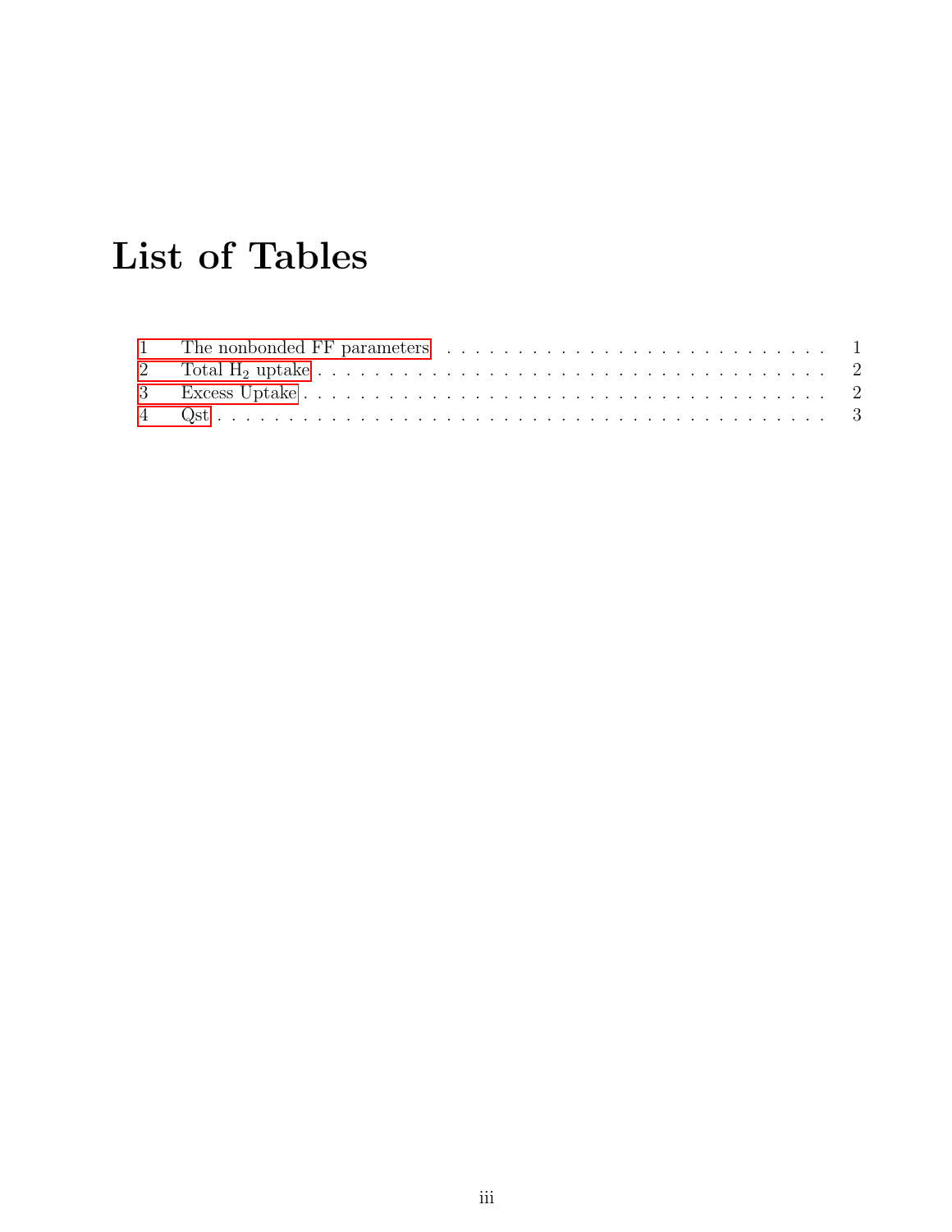# List of Tables

1 The nonbonded FF parameters . . . . . . . . . . . . . . . . . . . . . . . . . . . . . 1
2 Total $H_2$ uptake . . . . . . . . . . . . . . . . . . . . . . . . . . . . . . . . . . . . 2
3 Excess Uptake . . . . . . . . . . . . . . . . . . . . . . . . . . . . . . . . . . . . . 2
4 Qst . . . . . . . . . . . . . . . . . . . . . . . . . . . . . . . . . . . . . . . . . . . 3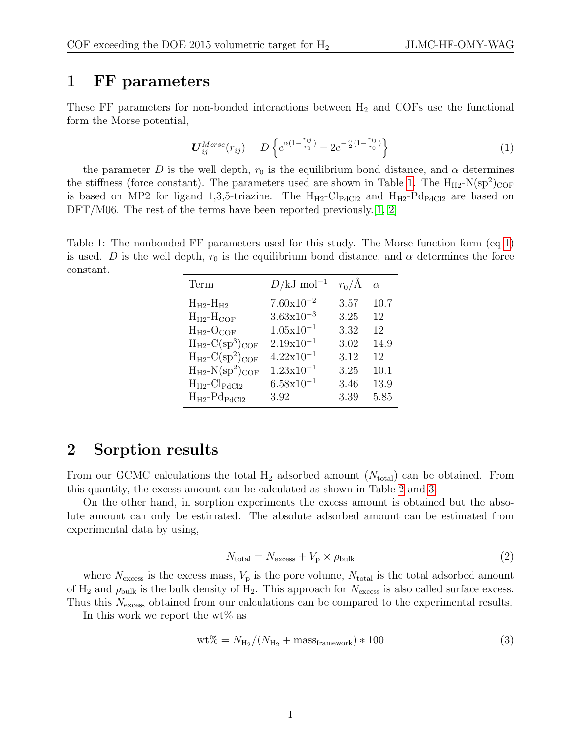# 1 FF parameters

These FF parameters for non-bonded interactions between $H_2$ and COFs use the functional form the Morse potential,

$$\boldsymbol{U}_{ij}^{Morse}(r_{ij}) = D\left\{ e^{\alpha(1-\frac{r_{ij}}{r_0})} - 2e^{-\frac{\alpha}{2}(1-\frac{r_{ij}}{r_0})} \right\} \tag{1}$$

the parameter $D$ is the well depth, $r_0$ is the equilibrium bond distance, and $\alpha$ determines the stiffness (force constant). The parameters used are shown in Table 1. The $H_{H2}$-$N(sp^2)_{COF}$ is based on MP2 for ligand 1,3,5-triazine. The $H_{H2}$-$Cl_{PdCl2}$ and $H_{H2}$-$Pd_{PdCl2}$ are based on DFT/M06. The rest of the terms have been reported previously.[1, 2]

Table 1: The nonbonded FF parameters used for this study. The Morse function form (eq 1) is used. $D$ is the well depth, $r_0$ is the equilibrium bond distance, and $\alpha$ determines the force constant.

| Term | $D$/kJ mol$^{-1}$ | $r_0$/Å | $\alpha$ |
|---|---|---|---|
| $H_{H2}$-$H_{H2}$ | 7.60x10$^{-2}$ | 3.57 | 10.7 |
| $H_{H2}$-$H_{COF}$ | 3.63x10$^{-3}$ | 3.25 | 12 |
| $H_{H2}$-$O_{COF}$ | 1.05x10$^{-1}$ | 3.32 | 12 |
| $H_{H2}$-$C(sp^3)_{COF}$ | 2.19x10$^{-1}$ | 3.02 | 14.9 |
| $H_{H2}$-$C(sp^2)_{COF}$ | 4.22x10$^{-1}$ | 3.12 | 12 |
| $H_{H2}$-$N(sp^2)_{COF}$ | 1.23x10$^{-1}$ | 3.25 | 10.1 |
| $H_{H2}$-$Cl_{PdCl2}$ | 6.58x10$^{-1}$ | 3.46 | 13.9 |
| $H_{H2}$-$Pd_{PdCl2}$ | 3.92 | 3.39 | 5.85 |

# 2 Sorption results

From our GCMC calculations the total $H_2$ adsorbed amount ($N_{\text{total}}$) can be obtained. From this quantity, the excess amount can be calculated as shown in Table 2 and 3.

On the other hand, in sorption experiments the excess amount is obtained but the absolute amount can only be estimated. The absolute adsorbed amount can be estimated from experimental data by using,

$$N_{\text{total}} = N_{\text{excess}} + V_{\text{p}} \times \rho_{\text{bulk}} \tag{2}$$

where $N_{\text{excess}}$ is the excess mass, $V_{\text{p}}$ is the pore volume, $N_{\text{total}}$ is the total adsorbed amount of $H_2$ and $\rho_{\text{bulk}}$ is the bulk density of $H_2$. This approach for $N_{\text{excess}}$ is also called surface excess. Thus this $N_{\text{excess}}$ obtained from our calculations can be compared to the experimental results.

In this work we report the wt% as

$$\text{wt\%} = N_{H_2}/(N_{H_2} + \text{mass}_{\text{framework}}) * 100 \tag{3}$$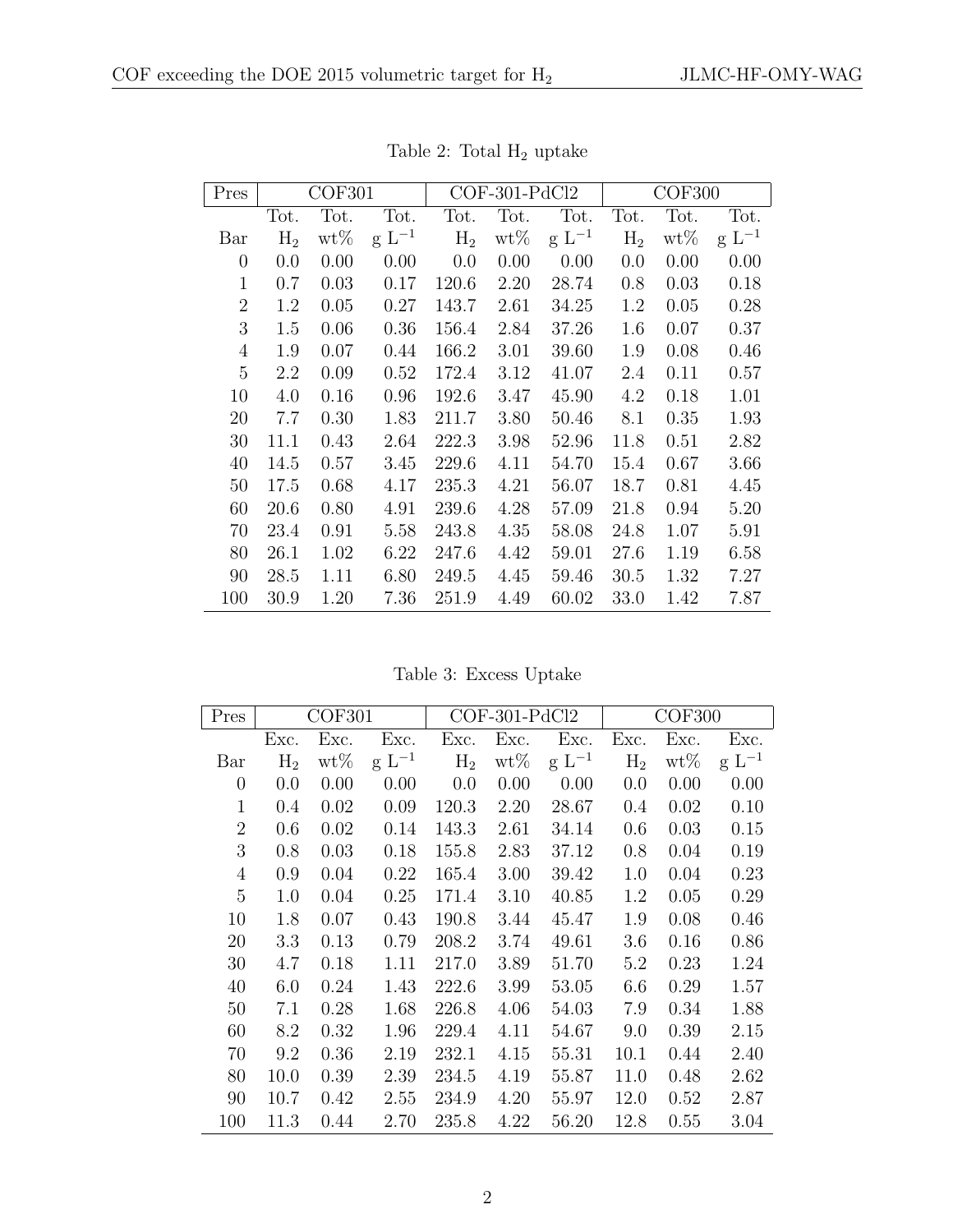Table 2: Total $H_2$ uptake

| Pres | COF301 | | | COF-301-PdCl2 | | | COF300 | | |
|---|---|---|---|---|---|---|---|---|---|
| | Tot. | Tot. | Tot. | Tot. | Tot. | Tot. | Tot. | Tot. | Tot. |
| Bar | $H_2$ | wt% | g $L^{-1}$ | $H_2$ | wt% | g $L^{-1}$ | $H_2$ | wt% | g $L^{-1}$ |
| 0 | 0.0 | 0.00 | 0.00 | 0.0 | 0.00 | 0.00 | 0.0 | 0.00 | 0.00 |
| 1 | 0.7 | 0.03 | 0.17 | 120.6 | 2.20 | 28.74 | 0.8 | 0.03 | 0.18 |
| 2 | 1.2 | 0.05 | 0.27 | 143.7 | 2.61 | 34.25 | 1.2 | 0.05 | 0.28 |
| 3 | 1.5 | 0.06 | 0.36 | 156.4 | 2.84 | 37.26 | 1.6 | 0.07 | 0.37 |
| 4 | 1.9 | 0.07 | 0.44 | 166.2 | 3.01 | 39.60 | 1.9 | 0.08 | 0.46 |
| 5 | 2.2 | 0.09 | 0.52 | 172.4 | 3.12 | 41.07 | 2.4 | 0.11 | 0.57 |
| 10 | 4.0 | 0.16 | 0.96 | 192.6 | 3.47 | 45.90 | 4.2 | 0.18 | 1.01 |
| 20 | 7.7 | 0.30 | 1.83 | 211.7 | 3.80 | 50.46 | 8.1 | 0.35 | 1.93 |
| 30 | 11.1 | 0.43 | 2.64 | 222.3 | 3.98 | 52.96 | 11.8 | 0.51 | 2.82 |
| 40 | 14.5 | 0.57 | 3.45 | 229.6 | 4.11 | 54.70 | 15.4 | 0.67 | 3.66 |
| 50 | 17.5 | 0.68 | 4.17 | 235.3 | 4.21 | 56.07 | 18.7 | 0.81 | 4.45 |
| 60 | 20.6 | 0.80 | 4.91 | 239.6 | 4.28 | 57.09 | 21.8 | 0.94 | 5.20 |
| 70 | 23.4 | 0.91 | 5.58 | 243.8 | 4.35 | 58.08 | 24.8 | 1.07 | 5.91 |
| 80 | 26.1 | 1.02 | 6.22 | 247.6 | 4.42 | 59.01 | 27.6 | 1.19 | 6.58 |
| 90 | 28.5 | 1.11 | 6.80 | 249.5 | 4.45 | 59.46 | 30.5 | 1.32 | 7.27 |
| 100 | 30.9 | 1.20 | 7.36 | 251.9 | 4.49 | 60.02 | 33.0 | 1.42 | 7.87 |

Table 3: Excess Uptake

| Pres | COF301 | | | COF-301-PdCl2 | | | COF300 | | |
|---|---|---|---|---|---|---|---|---|---|
| | Exc. | Exc. | Exc. | Exc. | Exc. | Exc. | Exc. | Exc. | Exc. |
| Bar | $H_2$ | wt% | g $L^{-1}$ | $H_2$ | wt% | g $L^{-1}$ | $H_2$ | wt% | g $L^{-1}$ |
| 0 | 0.0 | 0.00 | 0.00 | 0.0 | 0.00 | 0.00 | 0.0 | 0.00 | 0.00 |
| 1 | 0.4 | 0.02 | 0.09 | 120.3 | 2.20 | 28.67 | 0.4 | 0.02 | 0.10 |
| 2 | 0.6 | 0.02 | 0.14 | 143.3 | 2.61 | 34.14 | 0.6 | 0.03 | 0.15 |
| 3 | 0.8 | 0.03 | 0.18 | 155.8 | 2.83 | 37.12 | 0.8 | 0.04 | 0.19 |
| 4 | 0.9 | 0.04 | 0.22 | 165.4 | 3.00 | 39.42 | 1.0 | 0.04 | 0.23 |
| 5 | 1.0 | 0.04 | 0.25 | 171.4 | 3.10 | 40.85 | 1.2 | 0.05 | 0.29 |
| 10 | 1.8 | 0.07 | 0.43 | 190.8 | 3.44 | 45.47 | 1.9 | 0.08 | 0.46 |
| 20 | 3.3 | 0.13 | 0.79 | 208.2 | 3.74 | 49.61 | 3.6 | 0.16 | 0.86 |
| 30 | 4.7 | 0.18 | 1.11 | 217.0 | 3.89 | 51.70 | 5.2 | 0.23 | 1.24 |
| 40 | 6.0 | 0.24 | 1.43 | 222.6 | 3.99 | 53.05 | 6.6 | 0.29 | 1.57 |
| 50 | 7.1 | 0.28 | 1.68 | 226.8 | 4.06 | 54.03 | 7.9 | 0.34 | 1.88 |
| 60 | 8.2 | 0.32 | 1.96 | 229.4 | 4.11 | 54.67 | 9.0 | 0.39 | 2.15 |
| 70 | 9.2 | 0.36 | 2.19 | 232.1 | 4.15 | 55.31 | 10.1 | 0.44 | 2.40 |
| 80 | 10.0 | 0.39 | 2.39 | 234.5 | 4.19 | 55.87 | 11.0 | 0.48 | 2.62 |
| 90 | 10.7 | 0.42 | 2.55 | 234.9 | 4.20 | 55.97 | 12.0 | 0.52 | 2.87 |
| 100 | 11.3 | 0.44 | 2.70 | 235.8 | 4.22 | 56.20 | 12.8 | 0.55 | 3.04 |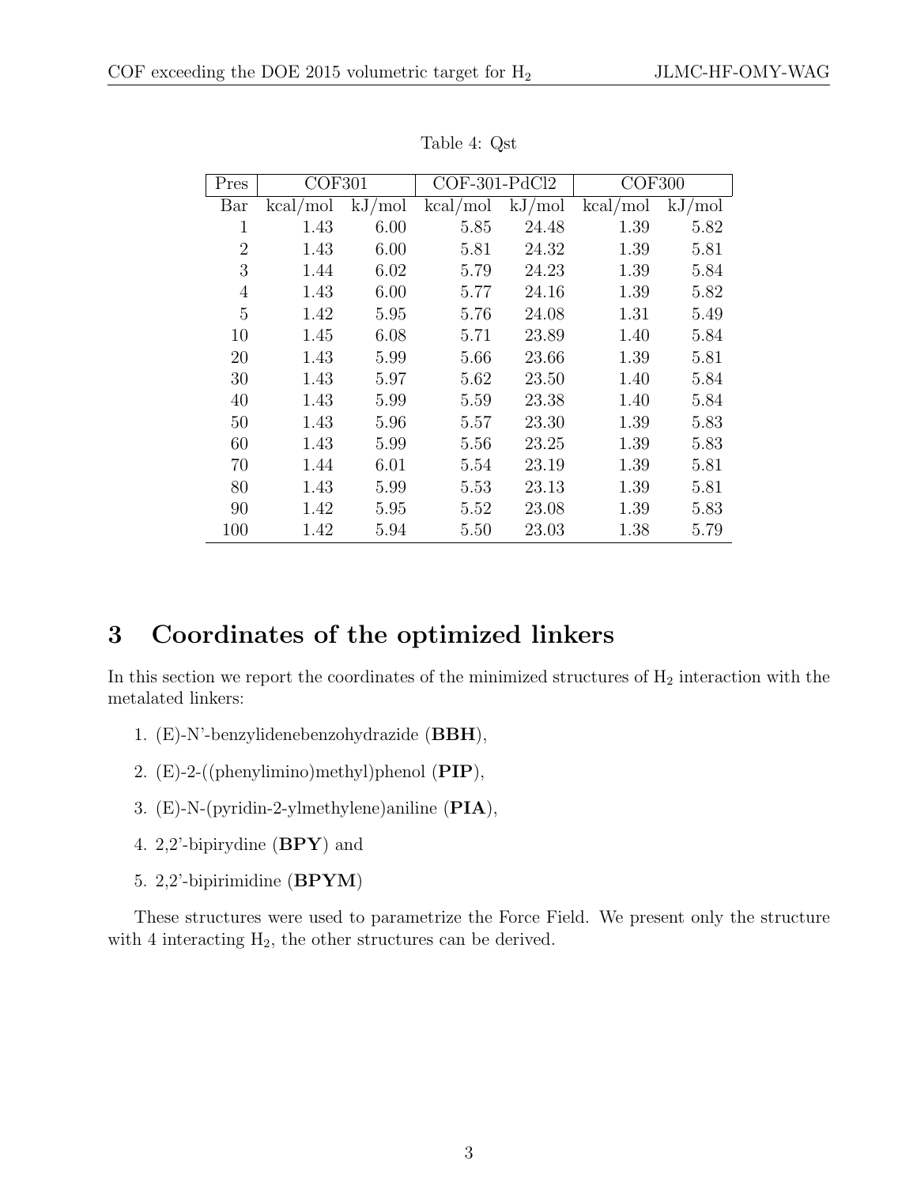Table 4: Qst

| Pres | COF301 | | COF-301-PdCl2 | | COF300 | |
|---|---|---|---|---|---|---|
| Bar | kcal/mol | kJ/mol | kcal/mol | kJ/mol | kcal/mol | kJ/mol |
| 1 | 1.43 | 6.00 | 5.85 | 24.48 | 1.39 | 5.82 |
| 2 | 1.43 | 6.00 | 5.81 | 24.32 | 1.39 | 5.81 |
| 3 | 1.44 | 6.02 | 5.79 | 24.23 | 1.39 | 5.84 |
| 4 | 1.43 | 6.00 | 5.77 | 24.16 | 1.39 | 5.82 |
| 5 | 1.42 | 5.95 | 5.76 | 24.08 | 1.31 | 5.49 |
| 10 | 1.45 | 6.08 | 5.71 | 23.89 | 1.40 | 5.84 |
| 20 | 1.43 | 5.99 | 5.66 | 23.66 | 1.39 | 5.81 |
| 30 | 1.43 | 5.97 | 5.62 | 23.50 | 1.40 | 5.84 |
| 40 | 1.43 | 5.99 | 5.59 | 23.38 | 1.40 | 5.84 |
| 50 | 1.43 | 5.96 | 5.57 | 23.30 | 1.39 | 5.83 |
| 60 | 1.43 | 5.99 | 5.56 | 23.25 | 1.39 | 5.83 |
| 70 | 1.44 | 6.01 | 5.54 | 23.19 | 1.39 | 5.81 |
| 80 | 1.43 | 5.99 | 5.53 | 23.13 | 1.39 | 5.81 |
| 90 | 1.42 | 5.95 | 5.52 | 23.08 | 1.39 | 5.83 |
| 100 | 1.42 | 5.94 | 5.50 | 23.03 | 1.38 | 5.79 |

# 3 Coordinates of the optimized linkers

In this section we report the coordinates of the minimized structures of $H_2$ interaction with the metalated linkers:

1. (E)-N'-benzylidenebenzohydrazide (**BBH**),
2. (E)-2-((phenylimino)methyl)phenol (**PIP**),
3. (E)-N-(pyridin-2-ylmethylene)aniline (**PIA**),
4. 2,2'-bipirydine (**BPY**) and
5. 2,2'-bipirimidine (**BPYM**)

These structures were used to parametrize the Force Field. We present only the structure with 4 interacting $H_2$, the other structures can be derived.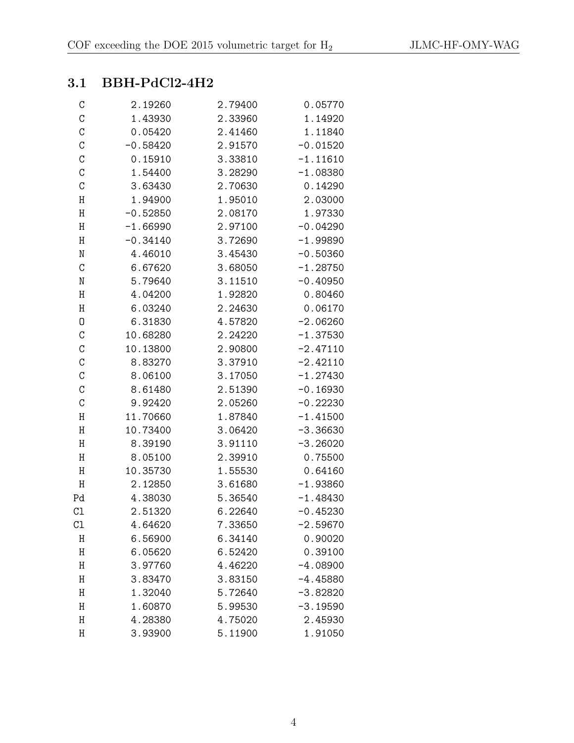### 3.1 BBH-PdCl2-4H2

```
C      2.19260     2.79400     0.05770
C      1.43930     2.33960     1.14920
C      0.05420     2.41460     1.11840
C     -0.58420     2.91570    -0.01520
C      0.15910     3.33810    -1.11610
C      1.54400     3.28290    -1.08380
C      3.63430     2.70630     0.14290
H      1.94900     1.95010     2.03000
H     -0.52850     2.08170     1.97330
H     -1.66990     2.97100    -0.04290
H     -0.34140     3.72690    -1.99890
N      4.46010     3.45430    -0.50360
C      6.67620     3.68050    -1.28750
N      5.79640     3.11510    -0.40950
H      4.04200     1.92820     0.80460
H      6.03240     2.24630     0.06170
O      6.31830     4.57820    -2.06260
C     10.68280     2.24220    -1.37530
C     10.13800     2.90800    -2.47110
C      8.83270     3.37910    -2.42110
C      8.06100     3.17050    -1.27430
C      8.61480     2.51390    -0.16930
C      9.92420     2.05260    -0.22230
H     11.70660     1.87840    -1.41500
H     10.73400     3.06420    -3.36630
H      8.39190     3.91110    -3.26020
H      8.05100     2.39910     0.75500
H     10.35730     1.55530     0.64160
H      2.12850     3.61680    -1.93860
Pd     4.38030     5.36540    -1.48430
Cl     2.51320     6.22640    -0.45230
Cl     4.64620     7.33650    -2.59670
H      6.56900     6.34140     0.90020
H      6.05620     6.52420     0.39100
H      3.97760     4.46220    -4.08900
H      3.83470     3.83150    -4.45880
H      1.32040     5.72640    -3.82820
H      1.60870     5.99530    -3.19590
H      4.28380     4.75020     2.45930
H      3.93900     5.11900     1.91050
```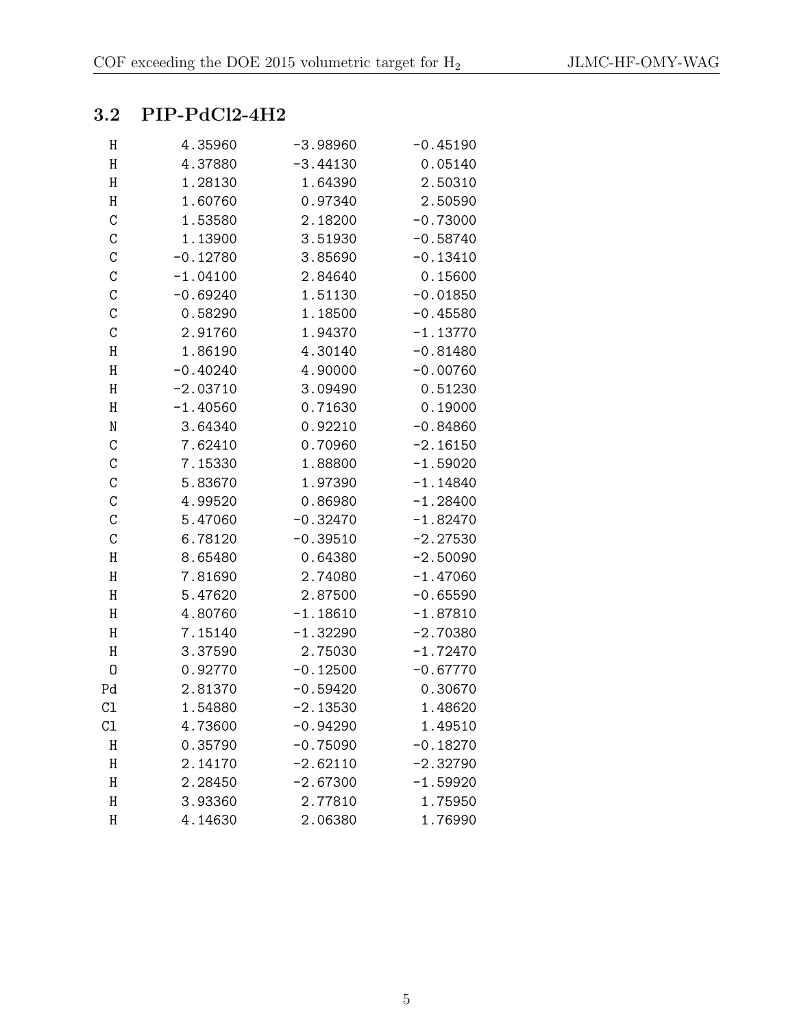## 3.2 PIP-PdCl2-4H2

```
H        4.35960     -3.98960     -0.45190
H        4.37880     -3.44130      0.05140
H        1.28130      1.64390      2.50310
H        1.60760      0.97340      2.50590
C        1.53580      2.18200     -0.73000
C        1.13900      3.51930     -0.58740
C       -0.12780      3.85690     -0.13410
C       -1.04100      2.84640      0.15600
C       -0.69240      1.51130     -0.01850
C        0.58290      1.18500     -0.45580
C        2.91760      1.94370     -1.13770
H        1.86190      4.30140     -0.81480
H       -0.40240      4.90000     -0.00760
H       -2.03710      3.09490      0.51230
H       -1.40560      0.71630      0.19000
N        3.64340      0.92210     -0.84860
C        7.62410      0.70960     -2.16150
C        7.15330      1.88800     -1.59020
C        5.83670      1.97390     -1.14840
C        4.99520      0.86980     -1.28400
C        5.47060     -0.32470     -1.82470
C        6.78120     -0.39510     -2.27530
H        8.65480      0.64380     -2.50090
H        7.81690      2.74080     -1.47060
H        5.47620      2.87500     -0.65590
H        4.80760     -1.18610     -1.87810
H        7.15140     -1.32290     -2.70380
H        3.37590      2.75030     -1.72470
O        0.92770     -0.12500     -0.67770
Pd       2.81370     -0.59420      0.30670
Cl       1.54880     -2.13530      1.48620
Cl       4.73600     -0.94290      1.49510
H        0.35790     -0.75090     -0.18270
H        2.14170     -2.62110     -2.32790
H        2.28450     -2.67300     -1.59920
H        3.93360      2.77810      1.75950
H        4.14630      2.06380      1.76990
```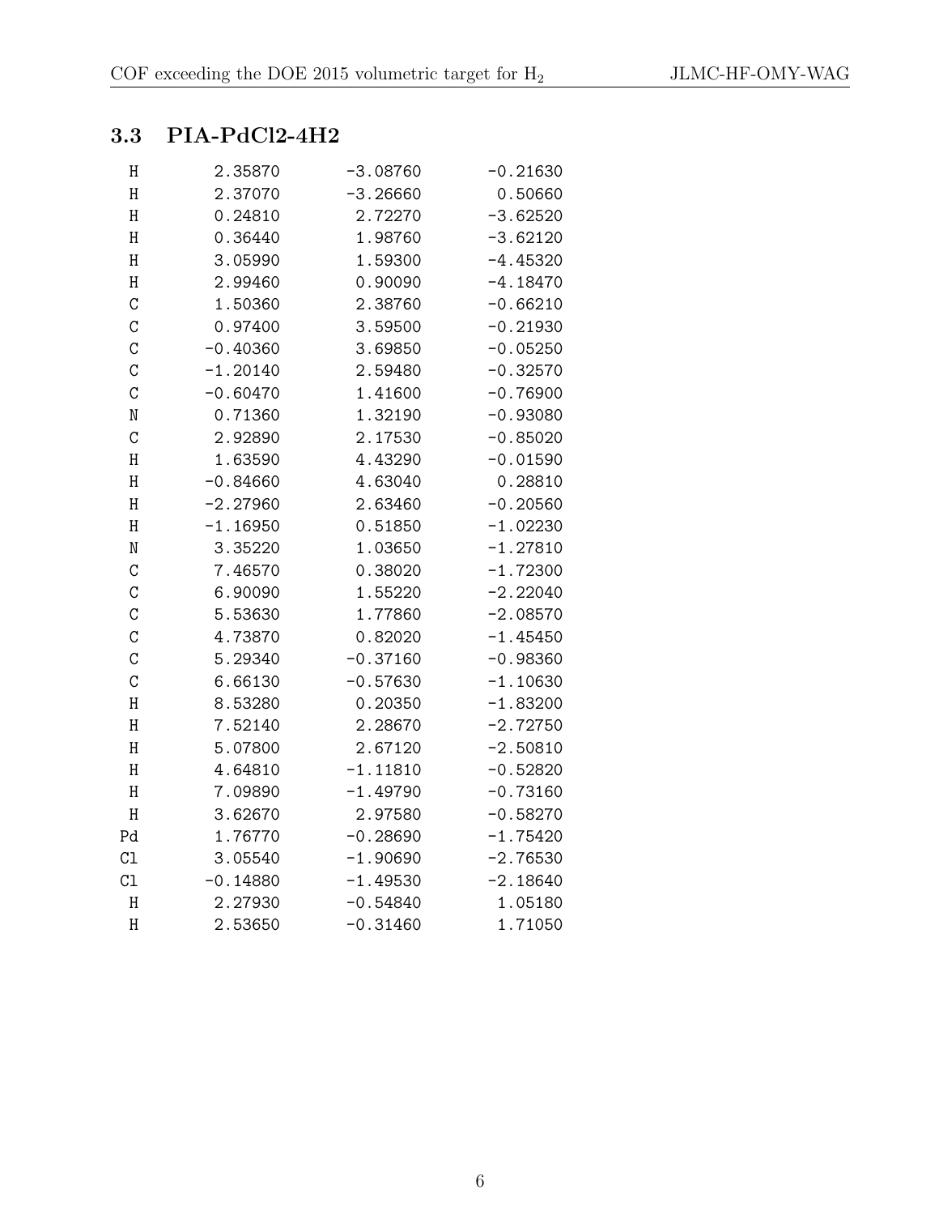### 3.3 PIA-PdCl2-4H2

```
H        2.35870     -3.08760     -0.21630
H        2.37070     -3.26660      0.50660
H        0.24810      2.72270     -3.62520
H        0.36440      1.98760     -3.62120
H        3.05990      1.59300     -4.45320
H        2.99460      0.90090     -4.18470
C        1.50360      2.38760     -0.66210
C        0.97400      3.59500     -0.21930
C       -0.40360      3.69850     -0.05250
C       -1.20140      2.59480     -0.32570
C       -0.60470      1.41600     -0.76900
N        0.71360      1.32190     -0.93080
C        2.92890      2.17530     -0.85020
H        1.63590      4.43290     -0.01590
H       -0.84660      4.63040      0.28810
H       -2.27960      2.63460     -0.20560
H       -1.16950      0.51850     -1.02230
N        3.35220      1.03650     -1.27810
C        7.46570      0.38020     -1.72300
C        6.90090      1.55220     -2.22040
C        5.53630      1.77860     -2.08570
C        4.73870      0.82020     -1.45450
C        5.29340     -0.37160     -0.98360
C        6.66130     -0.57630     -1.10630
H        8.53280      0.20350     -1.83200
H        7.52140      2.28670     -2.72750
H        5.07800      2.67120     -2.50810
H        4.64810     -1.11810     -0.52820
H        7.09890     -1.49790     -0.73160
H        3.62670      2.97580     -0.58270
Pd       1.76770     -0.28690     -1.75420
Cl       3.05540     -1.90690     -2.76530
Cl      -0.14880     -1.49530     -2.18640
H        2.27930     -0.54840      1.05180
H        2.53650     -0.31460      1.71050
```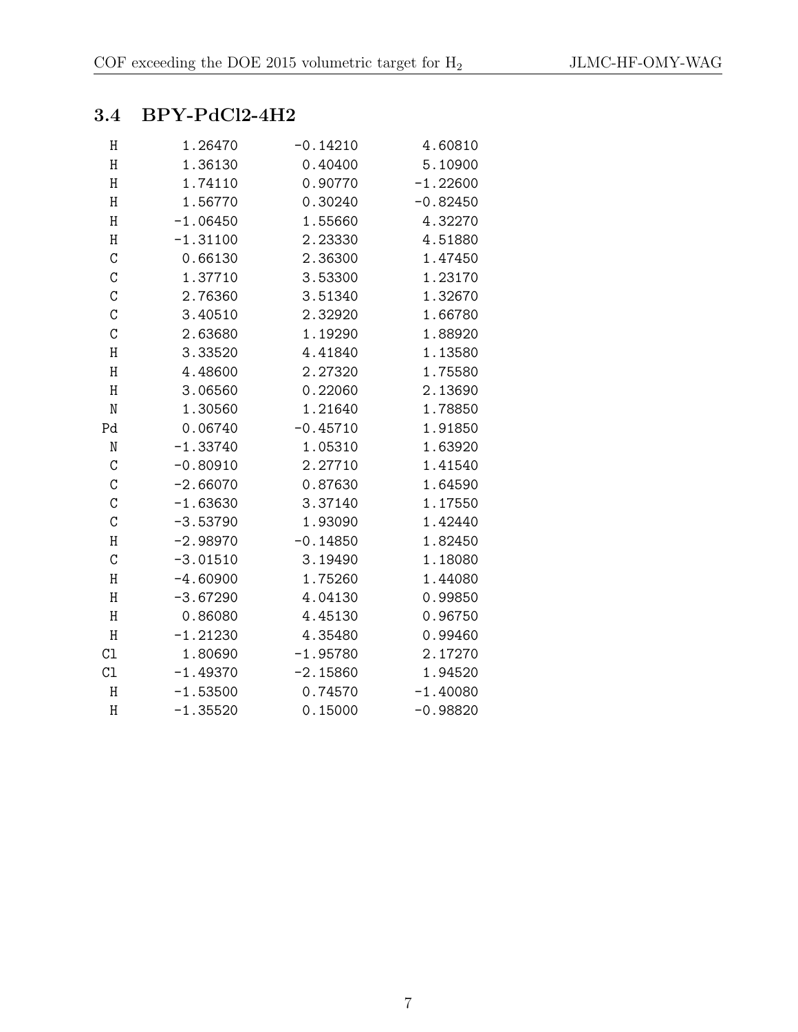### 3.4 BPY-PdCl2-4H2

```
H      1.26470   -0.14210    4.60810
H      1.36130    0.40400    5.10900
H      1.74110    0.90770   -1.22600
H      1.56770    0.30240   -0.82450
H     -1.06450    1.55660    4.32270
H     -1.31100    2.23330    4.51880
C      0.66130    2.36300    1.47450
C      1.37710    3.53300    1.23170
C      2.76360    3.51340    1.32670
C      3.40510    2.32920    1.66780
C      2.63680    1.19290    1.88920
H      3.33520    4.41840    1.13580
H      4.48600    2.27320    1.75580
H      3.06560    0.22060    2.13690
N      1.30560    1.21640    1.78850
Pd     0.06740   -0.45710    1.91850
N     -1.33740    1.05310    1.63920
C     -0.80910    2.27710    1.41540
C     -2.66070    0.87630    1.64590
C     -1.63630    3.37140    1.17550
C     -3.53790    1.93090    1.42440
H     -2.98970   -0.14850    1.82450
C     -3.01510    3.19490    1.18080
H     -4.60900    1.75260    1.44080
H     -3.67290    4.04130    0.99850
H      0.86080    4.45130    0.96750
H     -1.21230    4.35480    0.99460
Cl     1.80690   -1.95780    2.17270
Cl    -1.49370   -2.15860    1.94520
H     -1.53500    0.74570   -1.40080
H     -1.35520    0.15000   -0.98820
```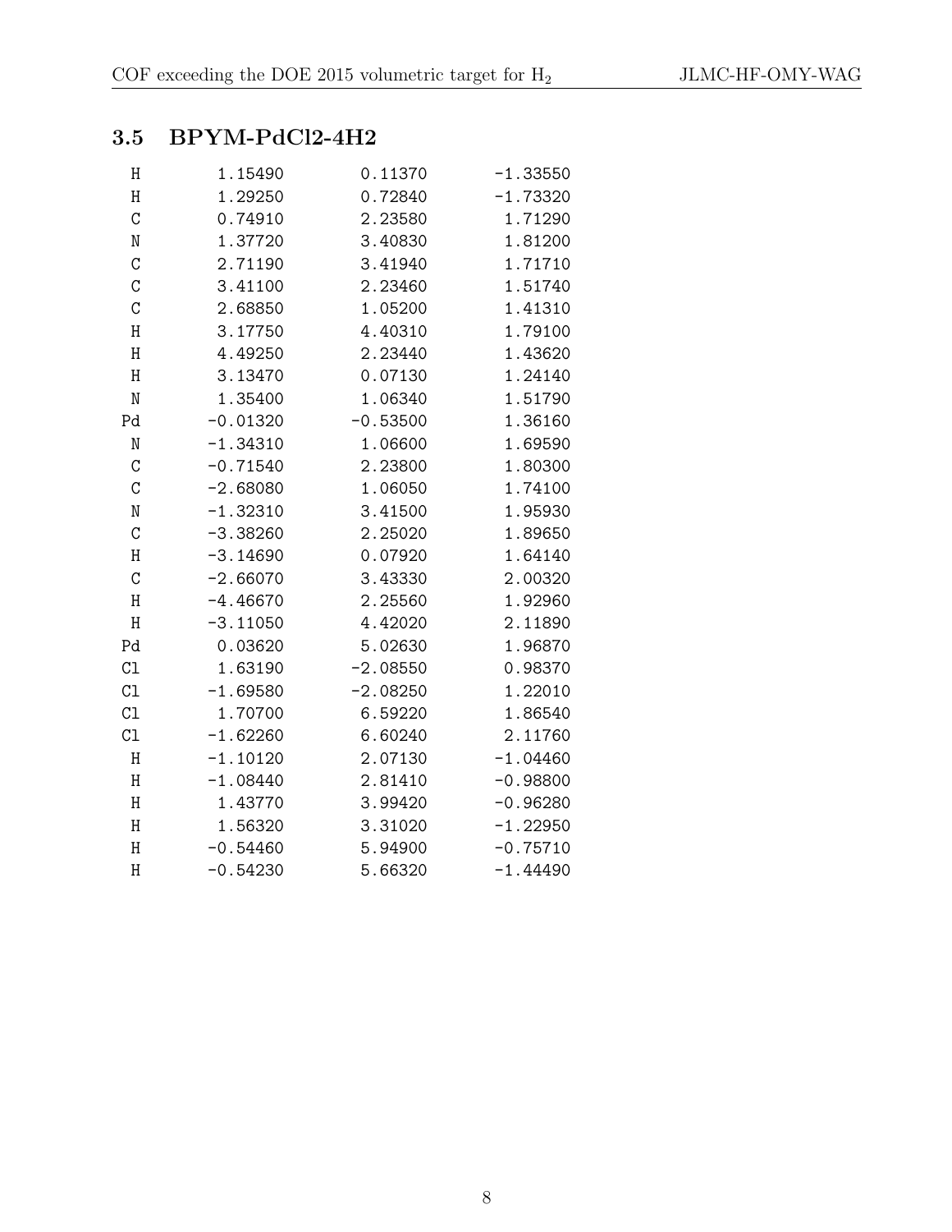### 3.5 BPYM-PdCl2-4H2

```
H      1.15490     0.11370    -1.33550
H      1.29250     0.72840    -1.73320
C      0.74910     2.23580     1.71290
N      1.37720     3.40830     1.81200
C      2.71190     3.41940     1.71710
C      3.41100     2.23460     1.51740
C      2.68850     1.05200     1.41310
H      3.17750     4.40310     1.79100
H      4.49250     2.23440     1.43620
H      3.13470     0.07130     1.24140
N      1.35400     1.06340     1.51790
Pd    -0.01320    -0.53500     1.36160
N     -1.34310     1.06600     1.69590
C     -0.71540     2.23800     1.80300
C     -2.68080     1.06050     1.74100
N     -1.32310     3.41500     1.95930
C     -3.38260     2.25020     1.89650
H     -3.14690     0.07920     1.64140
C     -2.66070     3.43330     2.00320
H     -4.46670     2.25560     1.92960
H     -3.11050     4.42020     2.11890
Pd     0.03620     5.02630     1.96870
Cl     1.63190    -2.08550     0.98370
Cl    -1.69580    -2.08250     1.22010
Cl     1.70700     6.59220     1.86540
Cl    -1.62260     6.60240     2.11760
H     -1.10120     2.07130    -1.04460
H     -1.08440     2.81410    -0.98800
H      1.43770     3.99420    -0.96280
H      1.56320     3.31020    -1.22950
H     -0.54460     5.94900    -0.75710
H     -0.54230     5.66320    -1.44490
```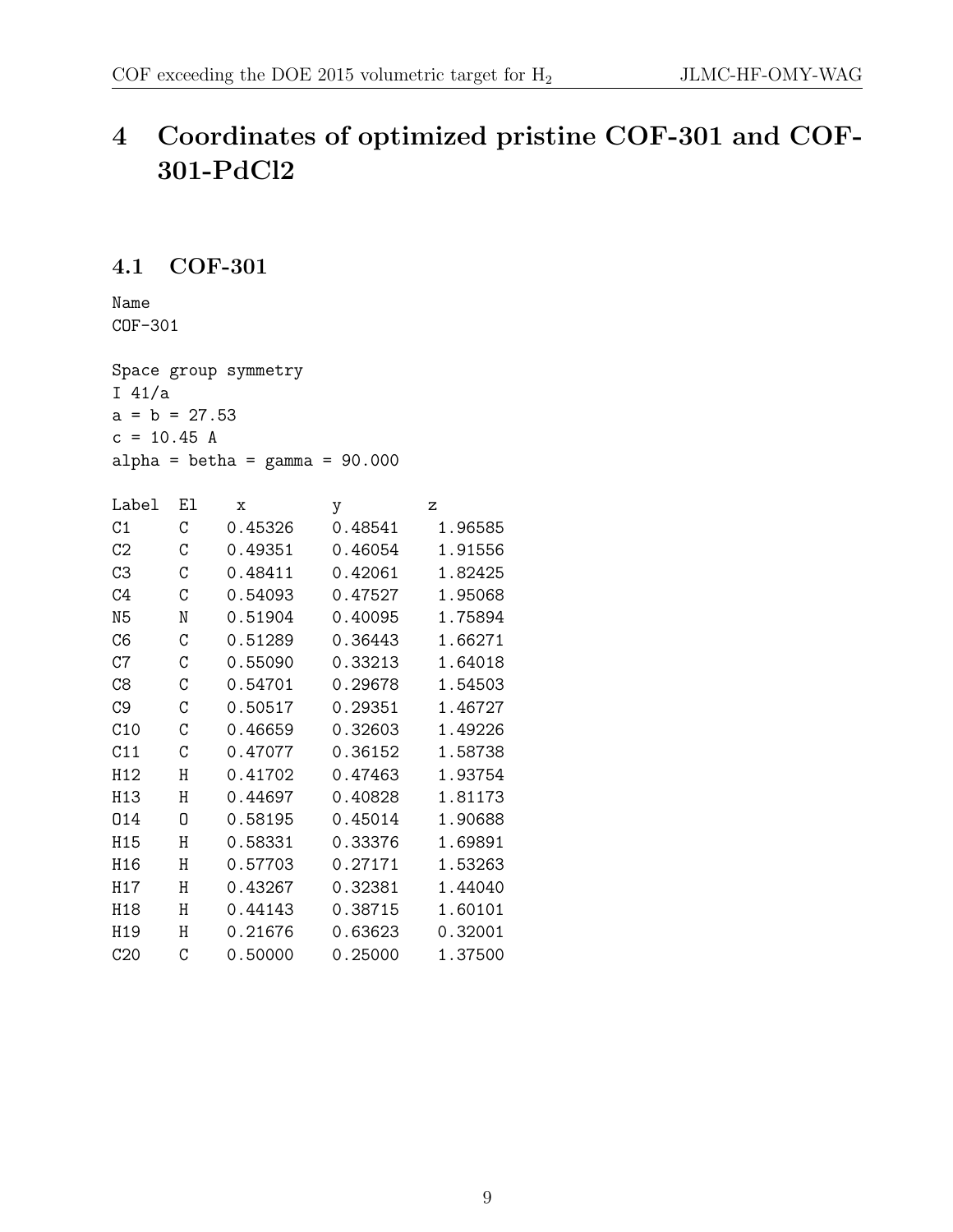# 4 Coordinates of optimized pristine COF-301 and COF-301-PdCl2

## 4.1 COF-301

Name
COF-301

Space group symmetry
I 41/a
a = b = 27.53
c = 10.45 A
alpha = betha = gamma = 90.000

| Label | El | x | y | z |
|---|---|---|---|---|
| C1 | C | 0.45326 | 0.48541 | 1.96585 |
| C2 | C | 0.49351 | 0.46054 | 1.91556 |
| C3 | C | 0.48411 | 0.42061 | 1.82425 |
| C4 | C | 0.54093 | 0.47527 | 1.95068 |
| N5 | N | 0.51904 | 0.40095 | 1.75894 |
| C6 | C | 0.51289 | 0.36443 | 1.66271 |
| C7 | C | 0.55090 | 0.33213 | 1.64018 |
| C8 | C | 0.54701 | 0.29678 | 1.54503 |
| C9 | C | 0.50517 | 0.29351 | 1.46727 |
| C10 | C | 0.46659 | 0.32603 | 1.49226 |
| C11 | C | 0.47077 | 0.36152 | 1.58738 |
| H12 | H | 0.41702 | 0.47463 | 1.93754 |
| H13 | H | 0.44697 | 0.40828 | 1.81173 |
| O14 | O | 0.58195 | 0.45014 | 1.90688 |
| H15 | H | 0.58331 | 0.33376 | 1.69891 |
| H16 | H | 0.57703 | 0.27171 | 1.53263 |
| H17 | H | 0.43267 | 0.32381 | 1.44040 |
| H18 | H | 0.44143 | 0.38715 | 1.60101 |
| H19 | H | 0.21676 | 0.63623 | 0.32001 |
| C20 | C | 0.50000 | 0.25000 | 1.37500 |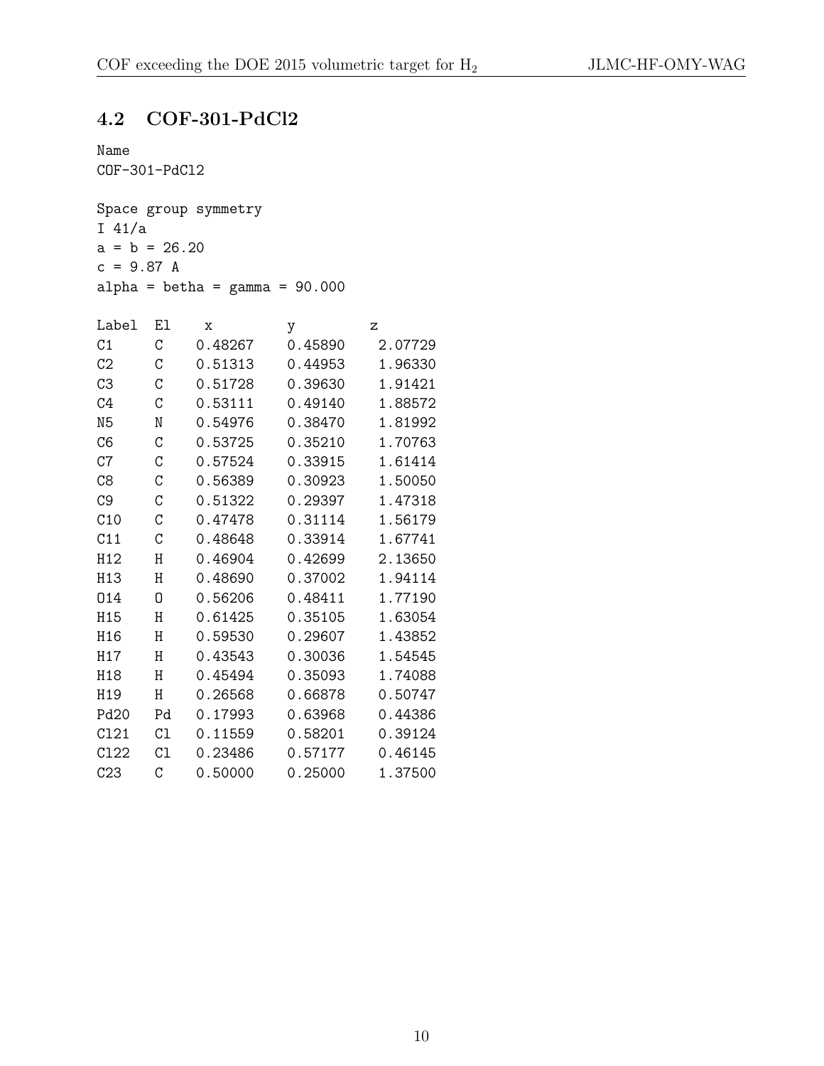## 4.2 COF-301-PdCl2

Name
COF-301-PdCl2

Space group symmetry
I 41/a
a = b = 26.20
c = 9.87 A
alpha = betha = gamma = 90.000

| Label | El | x | y | z |
|---|---|---|---|---|
| C1 | C | 0.48267 | 0.45890 | 2.07729 |
| C2 | C | 0.51313 | 0.44953 | 1.96330 |
| C3 | C | 0.51728 | 0.39630 | 1.91421 |
| C4 | C | 0.53111 | 0.49140 | 1.88572 |
| N5 | N | 0.54976 | 0.38470 | 1.81992 |
| C6 | C | 0.53725 | 0.35210 | 1.70763 |
| C7 | C | 0.57524 | 0.33915 | 1.61414 |
| C8 | C | 0.56389 | 0.30923 | 1.50050 |
| C9 | C | 0.51322 | 0.29397 | 1.47318 |
| C10 | C | 0.47478 | 0.31114 | 1.56179 |
| C11 | C | 0.48648 | 0.33914 | 1.67741 |
| H12 | H | 0.46904 | 0.42699 | 2.13650 |
| H13 | H | 0.48690 | 0.37002 | 1.94114 |
| O14 | O | 0.56206 | 0.48411 | 1.77190 |
| H15 | H | 0.61425 | 0.35105 | 1.63054 |
| H16 | H | 0.59530 | 0.29607 | 1.43852 |
| H17 | H | 0.43543 | 0.30036 | 1.54545 |
| H18 | H | 0.45494 | 0.35093 | 1.74088 |
| H19 | H | 0.26568 | 0.66878 | 0.50747 |
| Pd20 | Pd | 0.17993 | 0.63968 | 0.44386 |
| Cl21 | Cl | 0.11559 | 0.58201 | 0.39124 |
| Cl22 | Cl | 0.23486 | 0.57177 | 0.46145 |
| C23 | C | 0.50000 | 0.25000 | 1.37500 |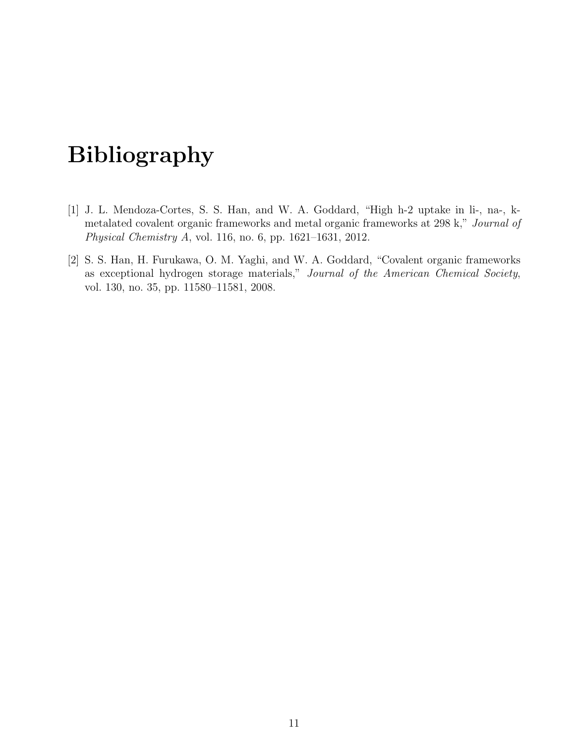# Bibliography

[1] J. L. Mendoza-Cortes, S. S. Han, and W. A. Goddard, "High h-2 uptake in li-, na-, k-metalated covalent organic frameworks and metal organic frameworks at 298 k," *Journal of Physical Chemistry A*, vol. 116, no. 6, pp. 1621–1631, 2012.

[2] S. S. Han, H. Furukawa, O. M. Yaghi, and W. A. Goddard, "Covalent organic frameworks as exceptional hydrogen storage materials," *Journal of the American Chemical Society*, vol. 130, no. 35, pp. 11580–11581, 2008.